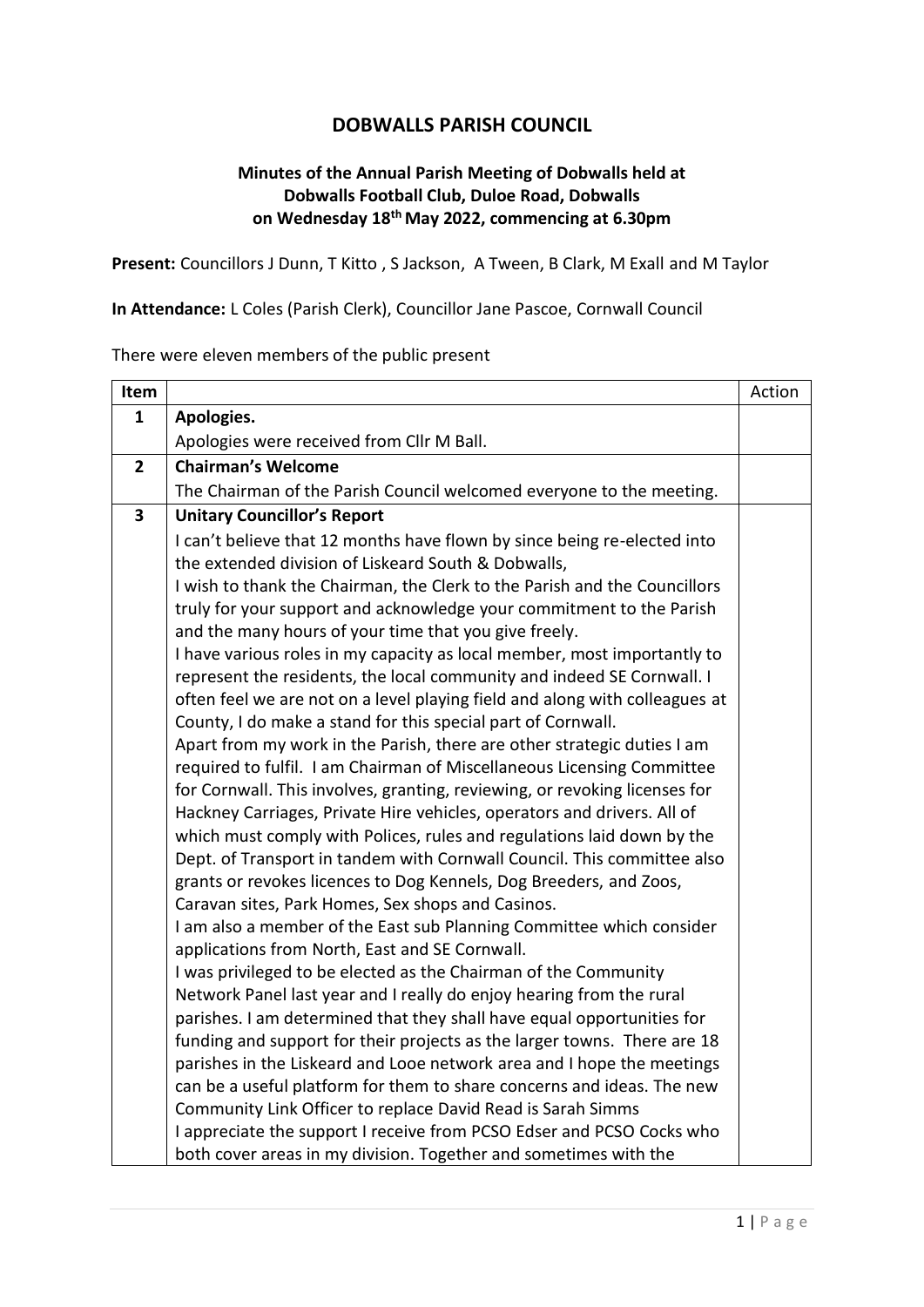# DOBWALLS PARISH COUNCIL

### Minutes of the Annual Parish Meeting of Dobwalls held at Dobwalls Football Club, Duloe Road, Dobwalls on Wednesday 18th May 2022, commencing at 6.30pm

**Present:** Councillors J Dunn, T Kitto , S Jackson, A Tween, B Clark, M Exall and M Taylor

**In Attendance:** L Coles (Parish Clerk), Councillor Jane Pascoe, Cornwall Council

There were eleven members of the public present

| Item | | Action |
|---|---|---|
| 1 | **Apologies.** | |
| | Apologies were received from Cllr M Ball. | |
| 2 | **Chairman's Welcome** | |
| | The Chairman of the Parish Council welcomed everyone to the meeting. | |
| 3 | **Unitary Councillor's Report** | |
| | I can't believe that 12 months have flown by since being re-elected into the extended division of Liskeard South & Dobwalls,<br>I wish to thank the Chairman, the Clerk to the Parish and the Councillors truly for your support and acknowledge your commitment to the Parish and the many hours of your time that you give freely.<br>I have various roles in my capacity as local member, most importantly to represent the residents, the local community and indeed SE Cornwall. I often feel we are not on a level playing field and along with colleagues at County, I do make a stand for this special part of Cornwall.<br>Apart from my work in the Parish, there are other strategic duties I am required to fulfil. I am Chairman of Miscellaneous Licensing Committee for Cornwall. This involves, granting, reviewing, or revoking licenses for Hackney Carriages, Private Hire vehicles, operators and drivers. All of which must comply with Polices, rules and regulations laid down by the Dept. of Transport in tandem with Cornwall Council. This committee also grants or revokes licences to Dog Kennels, Dog Breeders, and Zoos, Caravan sites, Park Homes, Sex shops and Casinos.<br>I am also a member of the East sub Planning Committee which consider applications from North, East and SE Cornwall.<br>I was privileged to be elected as the Chairman of the Community Network Panel last year and I really do enjoy hearing from the rural parishes. I am determined that they shall have equal opportunities for funding and support for their projects as the larger towns. There are 18 parishes in the Liskeard and Looe network area and I hope the meetings can be a useful platform for them to share concerns and ideas. The new Community Link Officer to replace David Read is Sarah Simms<br>I appreciate the support I receive from PCSO Edser and PCSO Cocks who both cover areas in my division. Together and sometimes with the | |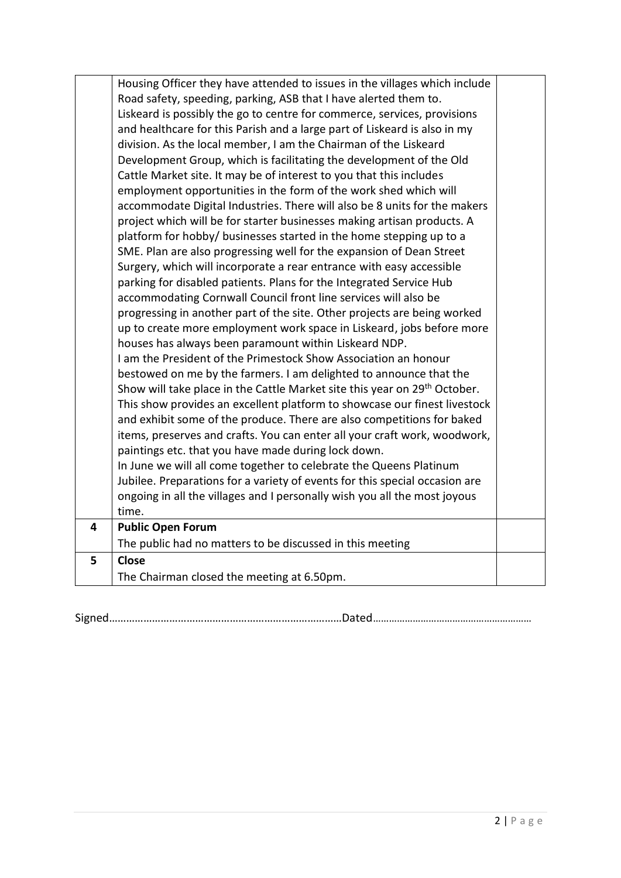| | | |
|---|---|---|
| | Housing Officer they have attended to issues in the villages which include Road safety, speeding, parking, ASB that I have alerted them to. Liskeard is possibly the go to centre for commerce, services, provisions and healthcare for this Parish and a large part of Liskeard is also in my division. As the local member, I am the Chairman of the Liskeard Development Group, which is facilitating the development of the Old Cattle Market site. It may be of interest to you that this includes employment opportunities in the form of the work shed which will accommodate Digital Industries. There will also be 8 units for the makers project which will be for starter businesses making artisan products. A platform for hobby/ businesses started in the home stepping up to a SME. Plan are also progressing well for the expansion of Dean Street Surgery, which will incorporate a rear entrance with easy accessible parking for disabled patients. Plans for the Integrated Service Hub accommodating Cornwall Council front line services will also be progressing in another part of the site. Other projects are being worked up to create more employment work space in Liskeard, jobs before more houses has always been paramount within Liskeard NDP. I am the President of the Primestock Show Association an honour bestowed on me by the farmers. I am delighted to announce that the Show will take place in the Cattle Market site this year on 29th October. This show provides an excellent platform to showcase our finest livestock and exhibit some of the produce. There are also competitions for baked items, preserves and crafts. You can enter all your craft work, woodwork, paintings etc. that you have made during lock down. In June we will all come together to celebrate the Queens Platinum Jubilee. Preparations for a variety of events for this special occasion are ongoing in all the villages and I personally wish you all the most joyous time. | |
| 4 | **Public Open Forum** The public had no matters to be discussed in this meeting | |
| 5 | **Close** The Chairman closed the meeting at 6.50pm. | |

Signed………………………………………………………………………Dated……………………………………………………